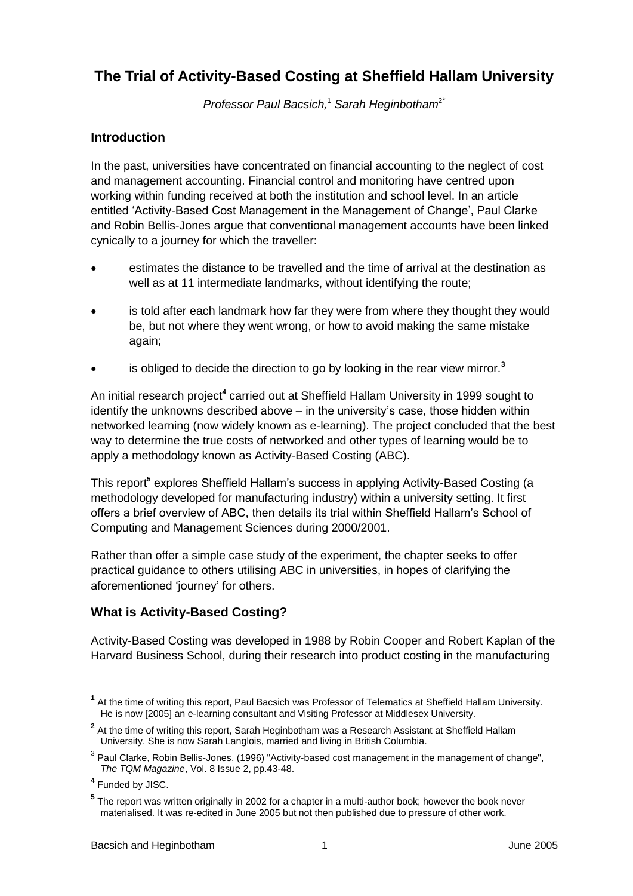# The Trial of Activity-Based Costing at Sheffield Hallam University

*Professor Paul Bacsich,*[1] *Sarah Heginbotham*[2*]

## Introduction

In the past, universities have concentrated on financial accounting to the neglect of cost and management accounting. Financial control and monitoring have centred upon working within funding received at both the institution and school level. In an article entitled 'Activity-Based Cost Management in the Management of Change', Paul Clarke and Robin Bellis-Jones argue that conventional management accounts have been linked cynically to a journey for which the traveller:

- estimates the distance to be travelled and the time of arrival at the destination as well as at 11 intermediate landmarks, without identifying the route;
- is told after each landmark how far they were from where they thought they would be, but not where they went wrong, or how to avoid making the same mistake again;
- is obliged to decide the direction to go by looking in the rear view mirror.[3]

An initial research project[4] carried out at Sheffield Hallam University in 1999 sought to identify the unknowns described above – in the university's case, those hidden within networked learning (now widely known as e-learning). The project concluded that the best way to determine the true costs of networked and other types of learning would be to apply a methodology known as Activity-Based Costing (ABC).

This report[5] explores Sheffield Hallam's success in applying Activity-Based Costing (a methodology developed for manufacturing industry) within a university setting. It first offers a brief overview of ABC, then details its trial within Sheffield Hallam's School of Computing and Management Sciences during 2000/2001.

Rather than offer a simple case study of the experiment, the chapter seeks to offer practical guidance to others utilising ABC in universities, in hopes of clarifying the aforementioned 'journey' for others.

## What is Activity-Based Costing?

Activity-Based Costing was developed in 1988 by Robin Cooper and Robert Kaplan of the Harvard Business School, during their research into product costing in the manufacturing

---

[1] At the time of writing this report, Paul Bacsich was Professor of Telematics at Sheffield Hallam University. He is now [2005] an e-learning consultant and Visiting Professor at Middlesex University.

[2] At the time of writing this report, Sarah Heginbotham was a Research Assistant at Sheffield Hallam University. She is now Sarah Langlois, married and living in British Columbia.

[3] Paul Clarke, Robin Bellis-Jones, (1996) "Activity-based cost management in the management of change", *The TQM Magazine*, Vol. 8 Issue 2, pp.43-48.

[4] Funded by JISC.

[5] The report was written originally in 2002 for a chapter in a multi-author book; however the book never materialised. It was re-edited in June 2005 but not then published due to pressure of other work.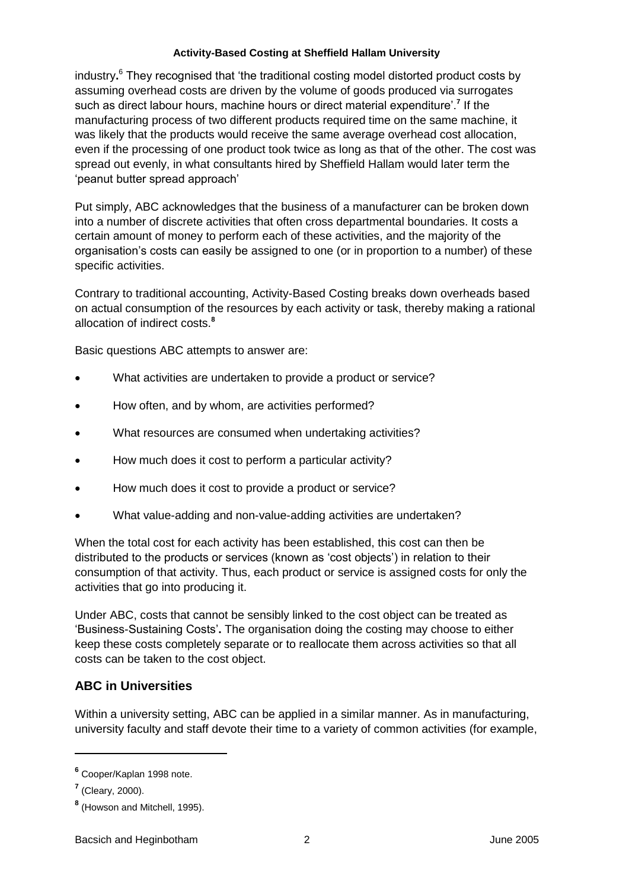industry.[6] They recognised that 'the traditional costing model distorted product costs by assuming overhead costs are driven by the volume of goods produced via surrogates such as direct labour hours, machine hours or direct material expenditure'.[7] If the manufacturing process of two different products required time on the same machine, it was likely that the products would receive the same average overhead cost allocation, even if the processing of one product took twice as long as that of the other. The cost was spread out evenly, in what consultants hired by Sheffield Hallam would later term the 'peanut butter spread approach'

Put simply, ABC acknowledges that the business of a manufacturer can be broken down into a number of discrete activities that often cross departmental boundaries. It costs a certain amount of money to perform each of these activities, and the majority of the organisation's costs can easily be assigned to one (or in proportion to a number) of these specific activities.

Contrary to traditional accounting, Activity-Based Costing breaks down overheads based on actual consumption of the resources by each activity or task, thereby making a rational allocation of indirect costs.[8]

Basic questions ABC attempts to answer are:

- What activities are undertaken to provide a product or service?
- How often, and by whom, are activities performed?
- What resources are consumed when undertaking activities?
- How much does it cost to perform a particular activity?
- How much does it cost to provide a product or service?
- What value-adding and non-value-adding activities are undertaken?

When the total cost for each activity has been established, this cost can then be distributed to the products or services (known as 'cost objects') in relation to their consumption of that activity. Thus, each product or service is assigned costs for only the activities that go into producing it.

Under ABC, costs that cannot be sensibly linked to the cost object can be treated as 'Business-Sustaining Costs'**.** The organisation doing the costing may choose to either keep these costs completely separate or to reallocate them across activities so that all costs can be taken to the cost object.

## ABC in Universities

Within a university setting, ABC can be applied in a similar manner. As in manufacturing, university faculty and staff devote their time to a variety of common activities (for example,

---

[6] Cooper/Kaplan 1998 note.

[7] (Cleary, 2000).

[8] (Howson and Mitchell, 1995).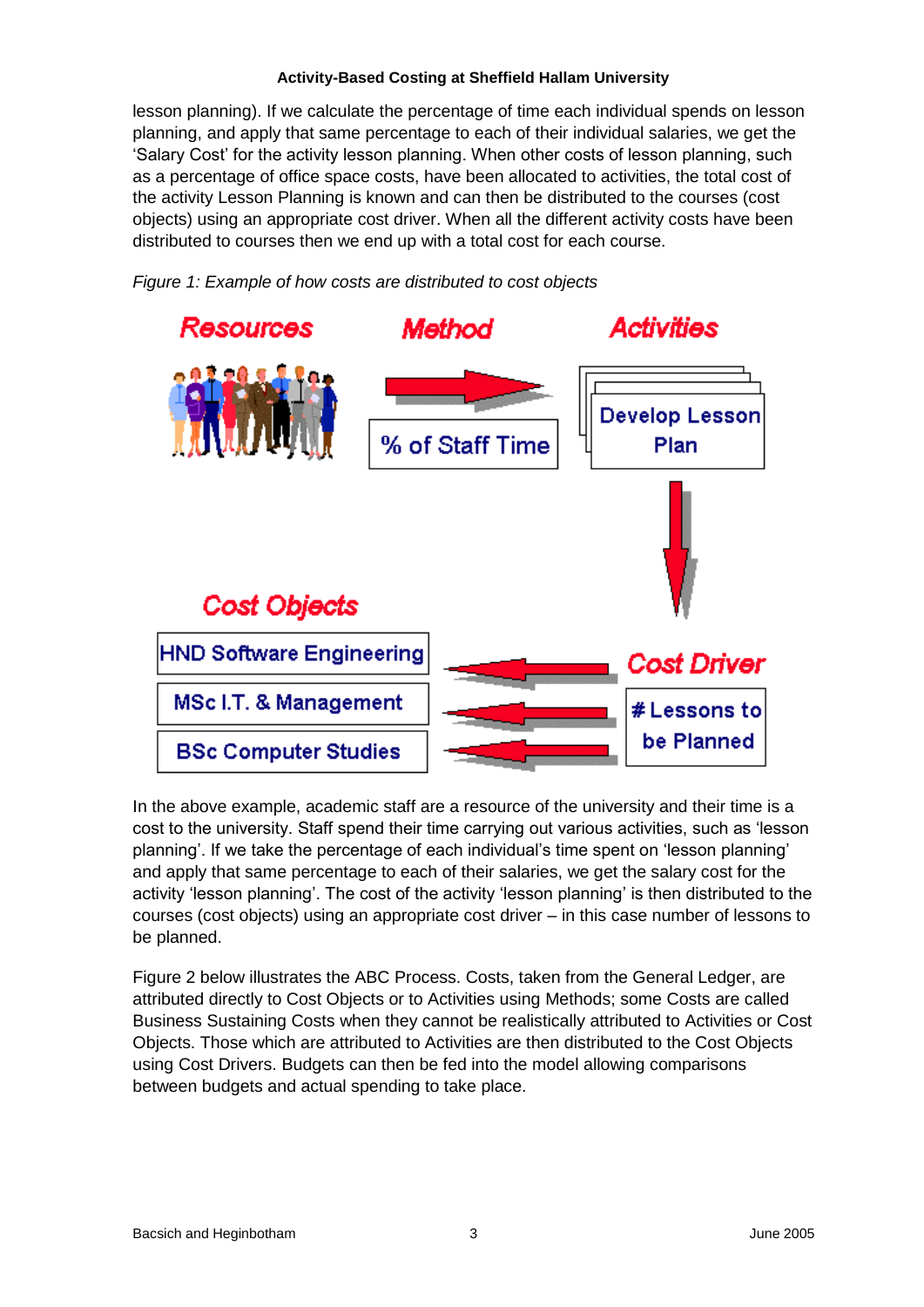lesson planning). If we calculate the percentage of time each individual spends on lesson planning, and apply that same percentage to each of their individual salaries, we get the 'Salary Cost' for the activity lesson planning. When other costs of lesson planning, such as a percentage of office space costs, have been allocated to activities, the total cost of the activity Lesson Planning is known and can then be distributed to the courses (cost objects) using an appropriate cost driver. When all the different activity costs have been distributed to courses then we end up with a total cost for each course.

*Figure 1: Example of how costs are distributed to cost objects*

Resources | Method | Activities

% of Staff Time → Develop Lesson Plan

Cost Driver: # Lessons to be Planned

Cost Objects:
- HND Software Engineering
- MSc I.T. & Management
- BSc Computer Studies

In the above example, academic staff are a resource of the university and their time is a cost to the university. Staff spend their time carrying out various activities, such as 'lesson planning'. If we take the percentage of each individual's time spent on 'lesson planning' and apply that same percentage to each of their salaries, we get the salary cost for the activity 'lesson planning'. The cost of the activity 'lesson planning' is then distributed to the courses (cost objects) using an appropriate cost driver – in this case number of lessons to be planned.

Figure 2 below illustrates the ABC Process. Costs, taken from the General Ledger, are attributed directly to Cost Objects or to Activities using Methods; some Costs are called Business Sustaining Costs when they cannot be realistically attributed to Activities or Cost Objects. Those which are attributed to Activities are then distributed to the Cost Objects using Cost Drivers. Budgets can then be fed into the model allowing comparisons between budgets and actual spending to take place.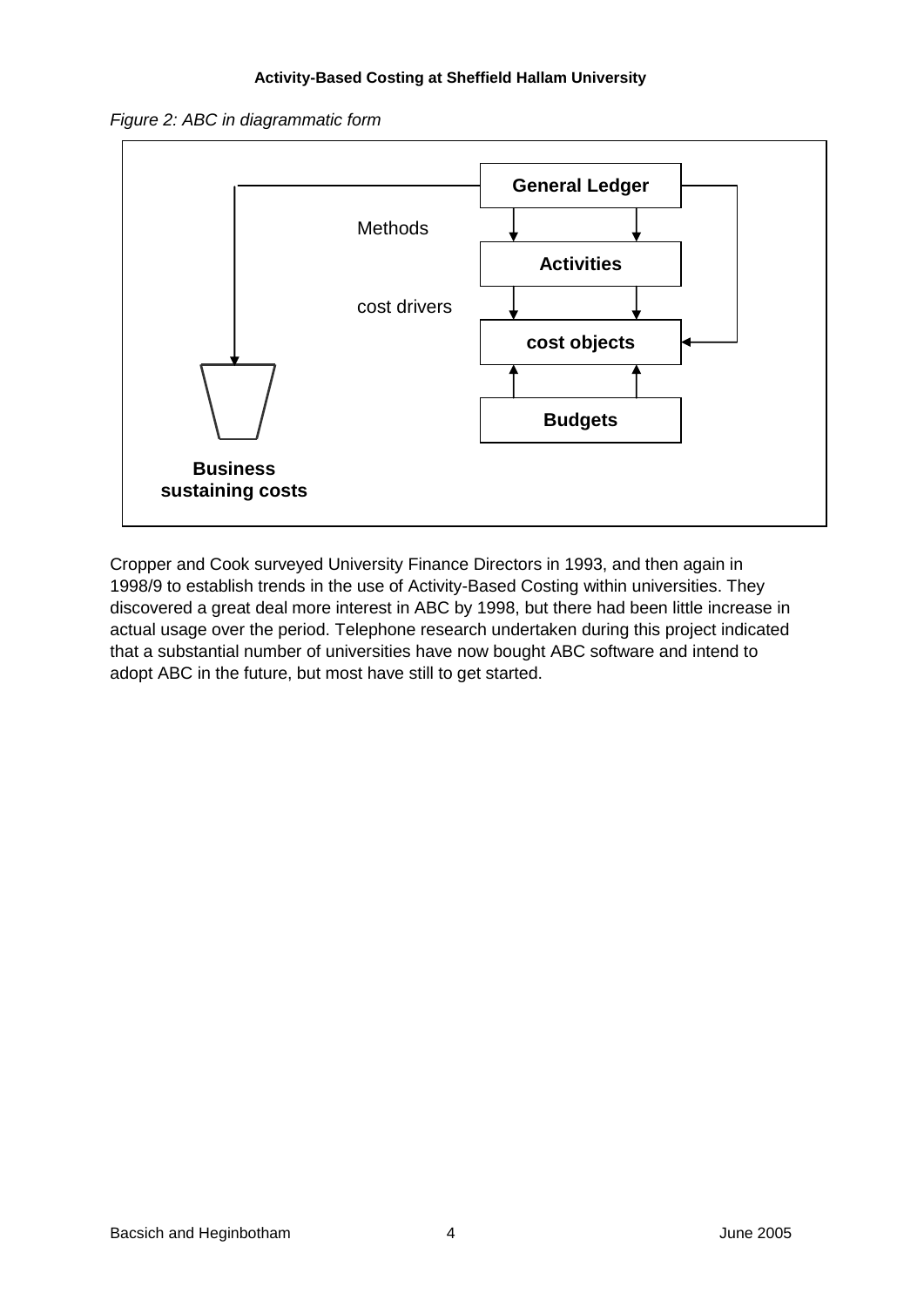*Figure 2: ABC in diagrammatic form*

General Ledger

Methods

Activities

cost drivers

cost objects

Budgets

**Business sustaining costs**

Cropper and Cook surveyed University Finance Directors in 1993, and then again in 1998/9 to establish trends in the use of Activity-Based Costing within universities. They discovered a great deal more interest in ABC by 1998, but there had been little increase in actual usage over the period. Telephone research undertaken during this project indicated that a substantial number of universities have now bought ABC software and intend to adopt ABC in the future, but most have still to get started.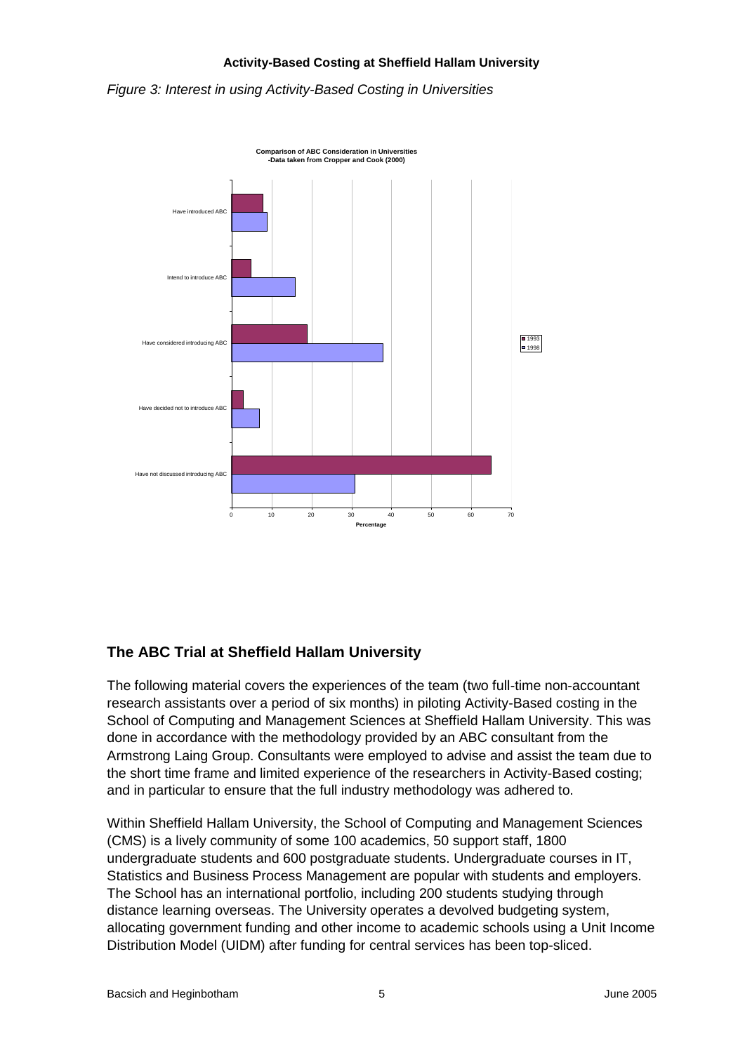*Figure 3: Interest in using Activity-Based Costing in Universities*

**Comparison of ABC Consideration in Universities -Data taken from Cropper and Cook (2000)**

## The ABC Trial at Sheffield Hallam University

The following material covers the experiences of the team (two full-time non-accountant research assistants over a period of six months) in piloting Activity-Based costing in the School of Computing and Management Sciences at Sheffield Hallam University. This was done in accordance with the methodology provided by an ABC consultant from the Armstrong Laing Group. Consultants were employed to advise and assist the team due to the short time frame and limited experience of the researchers in Activity-Based costing; and in particular to ensure that the full industry methodology was adhered to.

Within Sheffield Hallam University, the School of Computing and Management Sciences (CMS) is a lively community of some 100 academics, 50 support staff, 1800 undergraduate students and 600 postgraduate students. Undergraduate courses in IT, Statistics and Business Process Management are popular with students and employers. The School has an international portfolio, including 200 students studying through distance learning overseas. The University operates a devolved budgeting system, allocating government funding and other income to academic schools using a Unit Income Distribution Model (UIDM) after funding for central services has been top-sliced.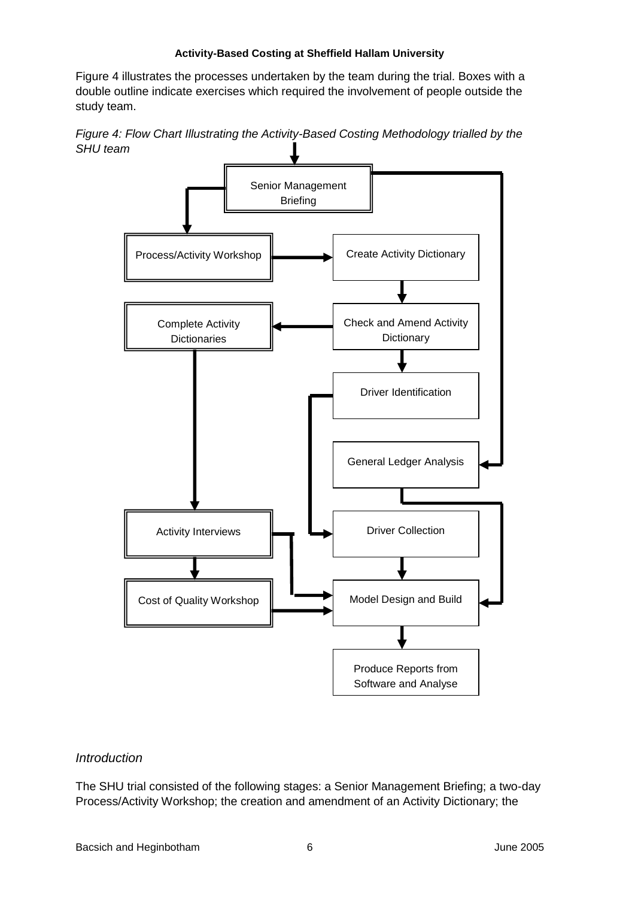Figure 4 illustrates the processes undertaken by the team during the trial. Boxes with a double outline indicate exercises which required the involvement of people outside the study team.

*Figure 4: Flow Chart Illustrating the Activity-Based Costing Methodology trialled by the SHU team*

Senior Management Briefing

Process/Activity Workshop

Create Activity Dictionary

Complete Activity Dictionaries

Check and Amend Activity Dictionary

Driver Identification

General Ledger Analysis

Activity Interviews

Driver Collection

Cost of Quality Workshop

Model Design and Build

Produce Reports from Software and Analyse

## *Introduction*

The SHU trial consisted of the following stages: a Senior Management Briefing; a two-day Process/Activity Workshop; the creation and amendment of an Activity Dictionary; the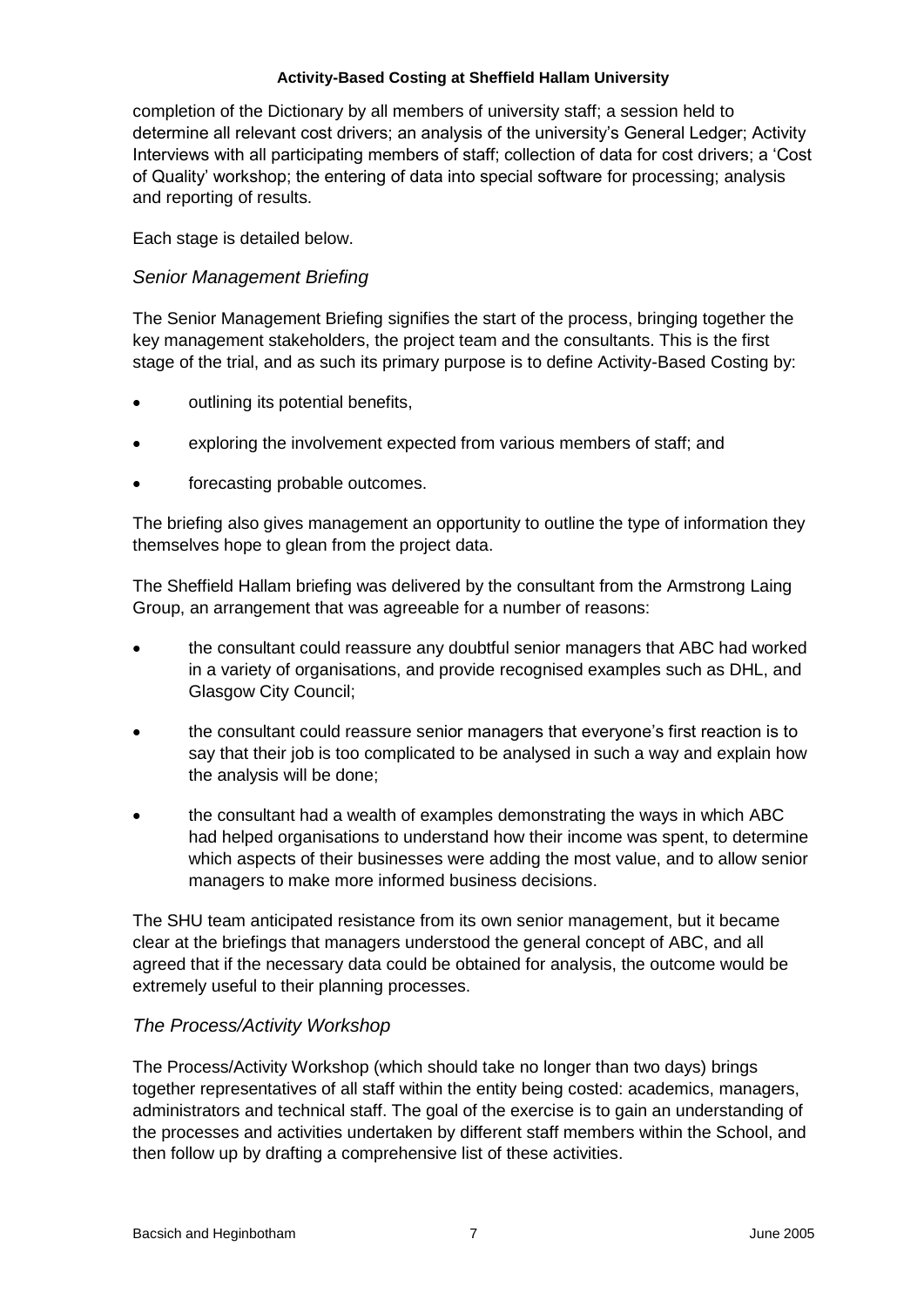completion of the Dictionary by all members of university staff; a session held to determine all relevant cost drivers; an analysis of the university's General Ledger; Activity Interviews with all participating members of staff; collection of data for cost drivers; a 'Cost of Quality' workshop; the entering of data into special software for processing; analysis and reporting of results.

Each stage is detailed below.

### *Senior Management Briefing*

The Senior Management Briefing signifies the start of the process, bringing together the key management stakeholders, the project team and the consultants. This is the first stage of the trial, and as such its primary purpose is to define Activity-Based Costing by:

- outlining its potential benefits,
- exploring the involvement expected from various members of staff; and
- forecasting probable outcomes.

The briefing also gives management an opportunity to outline the type of information they themselves hope to glean from the project data.

The Sheffield Hallam briefing was delivered by the consultant from the Armstrong Laing Group, an arrangement that was agreeable for a number of reasons:

- the consultant could reassure any doubtful senior managers that ABC had worked in a variety of organisations, and provide recognised examples such as DHL, and Glasgow City Council;
- the consultant could reassure senior managers that everyone's first reaction is to say that their job is too complicated to be analysed in such a way and explain how the analysis will be done;
- the consultant had a wealth of examples demonstrating the ways in which ABC had helped organisations to understand how their income was spent, to determine which aspects of their businesses were adding the most value, and to allow senior managers to make more informed business decisions.

The SHU team anticipated resistance from its own senior management, but it became clear at the briefings that managers understood the general concept of ABC, and all agreed that if the necessary data could be obtained for analysis, the outcome would be extremely useful to their planning processes.

### *The Process/Activity Workshop*

The Process/Activity Workshop (which should take no longer than two days) brings together representatives of all staff within the entity being costed: academics, managers, administrators and technical staff. The goal of the exercise is to gain an understanding of the processes and activities undertaken by different staff members within the School, and then follow up by drafting a comprehensive list of these activities.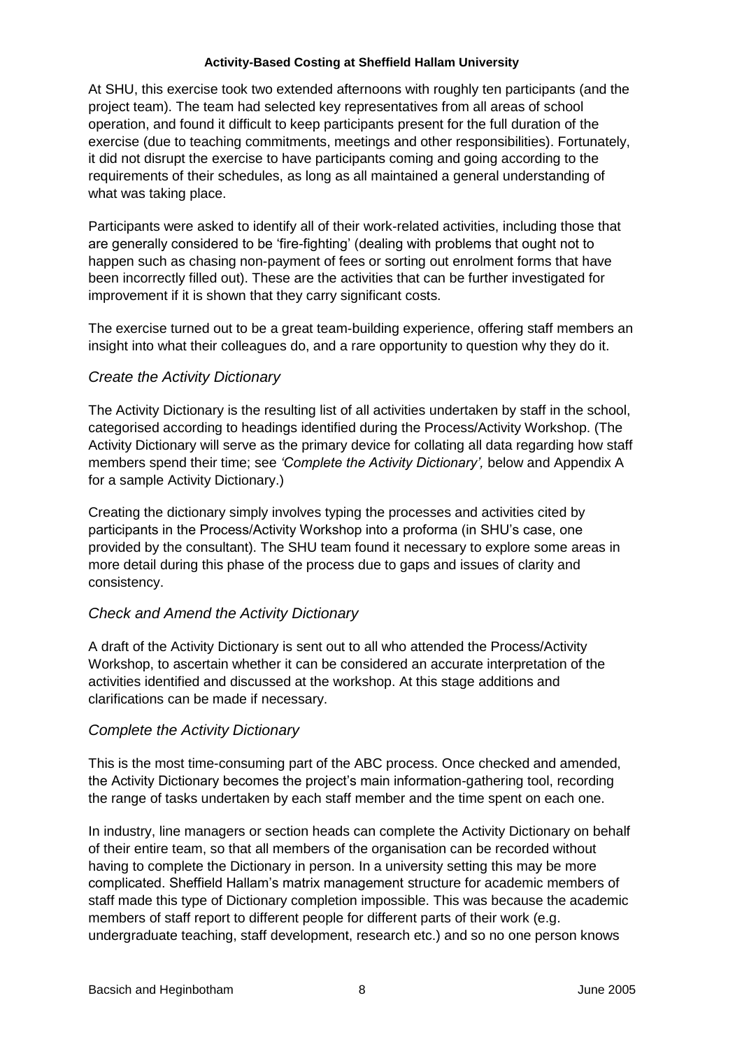At SHU, this exercise took two extended afternoons with roughly ten participants (and the project team). The team had selected key representatives from all areas of school operation, and found it difficult to keep participants present for the full duration of the exercise (due to teaching commitments, meetings and other responsibilities). Fortunately, it did not disrupt the exercise to have participants coming and going according to the requirements of their schedules, as long as all maintained a general understanding of what was taking place.

Participants were asked to identify all of their work-related activities, including those that are generally considered to be 'fire-fighting' (dealing with problems that ought not to happen such as chasing non-payment of fees or sorting out enrolment forms that have been incorrectly filled out). These are the activities that can be further investigated for improvement if it is shown that they carry significant costs.

The exercise turned out to be a great team-building experience, offering staff members an insight into what their colleagues do, and a rare opportunity to question why they do it.

### *Create the Activity Dictionary*

The Activity Dictionary is the resulting list of all activities undertaken by staff in the school, categorised according to headings identified during the Process/Activity Workshop. (The Activity Dictionary will serve as the primary device for collating all data regarding how staff members spend their time; see *'Complete the Activity Dictionary',* below and Appendix A for a sample Activity Dictionary.)

Creating the dictionary simply involves typing the processes and activities cited by participants in the Process/Activity Workshop into a proforma (in SHU's case, one provided by the consultant). The SHU team found it necessary to explore some areas in more detail during this phase of the process due to gaps and issues of clarity and consistency.

### *Check and Amend the Activity Dictionary*

A draft of the Activity Dictionary is sent out to all who attended the Process/Activity Workshop, to ascertain whether it can be considered an accurate interpretation of the activities identified and discussed at the workshop. At this stage additions and clarifications can be made if necessary.

### *Complete the Activity Dictionary*

This is the most time-consuming part of the ABC process. Once checked and amended, the Activity Dictionary becomes the project's main information-gathering tool, recording the range of tasks undertaken by each staff member and the time spent on each one.

In industry, line managers or section heads can complete the Activity Dictionary on behalf of their entire team, so that all members of the organisation can be recorded without having to complete the Dictionary in person. In a university setting this may be more complicated. Sheffield Hallam's matrix management structure for academic members of staff made this type of Dictionary completion impossible. This was because the academic members of staff report to different people for different parts of their work (e.g. undergraduate teaching, staff development, research etc.) and so no one person knows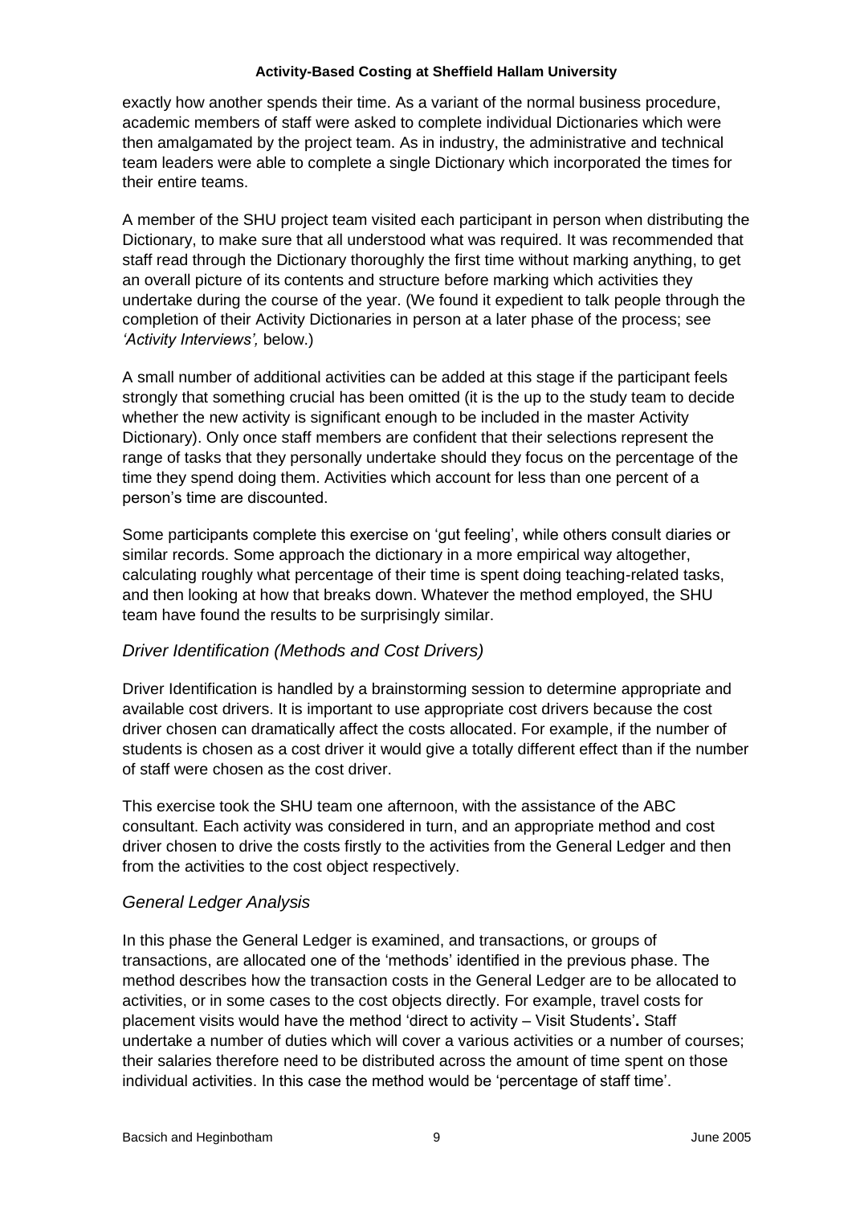exactly how another spends their time. As a variant of the normal business procedure, academic members of staff were asked to complete individual Dictionaries which were then amalgamated by the project team. As in industry, the administrative and technical team leaders were able to complete a single Dictionary which incorporated the times for their entire teams.

A member of the SHU project team visited each participant in person when distributing the Dictionary, to make sure that all understood what was required. It was recommended that staff read through the Dictionary thoroughly the first time without marking anything, to get an overall picture of its contents and structure before marking which activities they undertake during the course of the year. (We found it expedient to talk people through the completion of their Activity Dictionaries in person at a later phase of the process; see *'Activity Interviews',* below.)

A small number of additional activities can be added at this stage if the participant feels strongly that something crucial has been omitted (it is the up to the study team to decide whether the new activity is significant enough to be included in the master Activity Dictionary). Only once staff members are confident that their selections represent the range of tasks that they personally undertake should they focus on the percentage of the time they spend doing them. Activities which account for less than one percent of a person's time are discounted.

Some participants complete this exercise on 'gut feeling', while others consult diaries or similar records. Some approach the dictionary in a more empirical way altogether, calculating roughly what percentage of their time is spent doing teaching-related tasks, and then looking at how that breaks down. Whatever the method employed, the SHU team have found the results to be surprisingly similar.

### *Driver Identification (Methods and Cost Drivers)*

Driver Identification is handled by a brainstorming session to determine appropriate and available cost drivers. It is important to use appropriate cost drivers because the cost driver chosen can dramatically affect the costs allocated. For example, if the number of students is chosen as a cost driver it would give a totally different effect than if the number of staff were chosen as the cost driver.

This exercise took the SHU team one afternoon, with the assistance of the ABC consultant. Each activity was considered in turn, and an appropriate method and cost driver chosen to drive the costs firstly to the activities from the General Ledger and then from the activities to the cost object respectively.

### *General Ledger Analysis*

In this phase the General Ledger is examined, and transactions, or groups of transactions, are allocated one of the 'methods' identified in the previous phase. The method describes how the transaction costs in the General Ledger are to be allocated to activities, or in some cases to the cost objects directly. For example, travel costs for placement visits would have the method 'direct to activity – Visit Students'**.** Staff undertake a number of duties which will cover a various activities or a number of courses; their salaries therefore need to be distributed across the amount of time spent on those individual activities. In this case the method would be 'percentage of staff time'.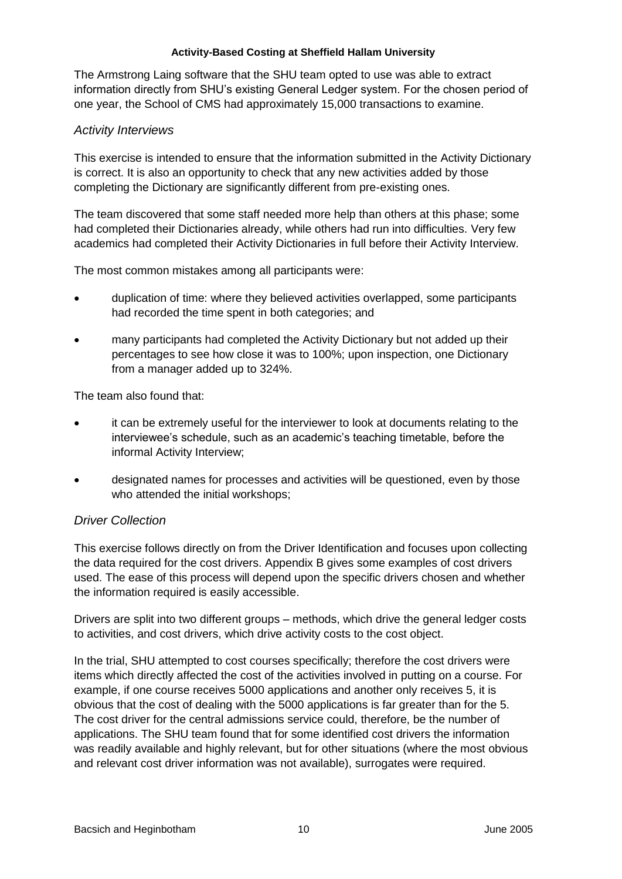The Armstrong Laing software that the SHU team opted to use was able to extract information directly from SHU's existing General Ledger system. For the chosen period of one year, the School of CMS had approximately 15,000 transactions to examine.

### *Activity Interviews*

This exercise is intended to ensure that the information submitted in the Activity Dictionary is correct. It is also an opportunity to check that any new activities added by those completing the Dictionary are significantly different from pre-existing ones.

The team discovered that some staff needed more help than others at this phase; some had completed their Dictionaries already, while others had run into difficulties. Very few academics had completed their Activity Dictionaries in full before their Activity Interview.

The most common mistakes among all participants were:

- duplication of time: where they believed activities overlapped, some participants had recorded the time spent in both categories; and
- many participants had completed the Activity Dictionary but not added up their percentages to see how close it was to 100%; upon inspection, one Dictionary from a manager added up to 324%.

The team also found that:

- it can be extremely useful for the interviewer to look at documents relating to the interviewee's schedule, such as an academic's teaching timetable, before the informal Activity Interview;
- designated names for processes and activities will be questioned, even by those who attended the initial workshops;

### *Driver Collection*

This exercise follows directly on from the Driver Identification and focuses upon collecting the data required for the cost drivers. Appendix B gives some examples of cost drivers used. The ease of this process will depend upon the specific drivers chosen and whether the information required is easily accessible.

Drivers are split into two different groups – methods, which drive the general ledger costs to activities, and cost drivers, which drive activity costs to the cost object.

In the trial, SHU attempted to cost courses specifically; therefore the cost drivers were items which directly affected the cost of the activities involved in putting on a course. For example, if one course receives 5000 applications and another only receives 5, it is obvious that the cost of dealing with the 5000 applications is far greater than for the 5. The cost driver for the central admissions service could, therefore, be the number of applications. The SHU team found that for some identified cost drivers the information was readily available and highly relevant, but for other situations (where the most obvious and relevant cost driver information was not available), surrogates were required.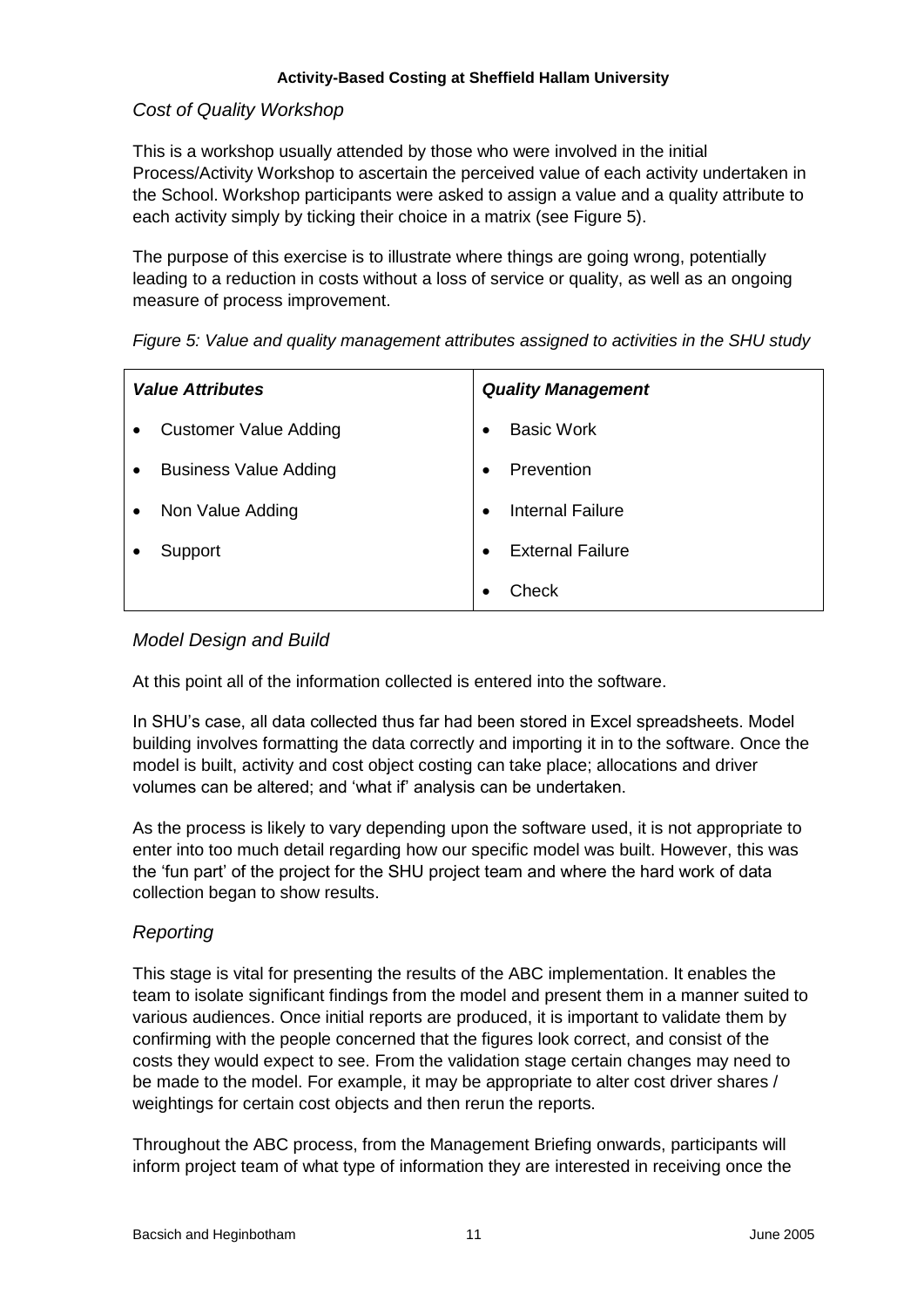### *Cost of Quality Workshop*

This is a workshop usually attended by those who were involved in the initial Process/Activity Workshop to ascertain the perceived value of each activity undertaken in the School. Workshop participants were asked to assign a value and a quality attribute to each activity simply by ticking their choice in a matrix (see Figure 5).

The purpose of this exercise is to illustrate where things are going wrong, potentially leading to a reduction in costs without a loss of service or quality, as well as an ongoing measure of process improvement.

*Figure 5: Value and quality management attributes assigned to activities in the SHU study*

| ***Value Attributes*** | ***Quality Management*** |
|---|---|
| • Customer Value Adding | • Basic Work |
| • Business Value Adding | • Prevention |
| • Non Value Adding | • Internal Failure |
| • Support | • External Failure |
| | • Check |

### *Model Design and Build*

At this point all of the information collected is entered into the software.

In SHU's case, all data collected thus far had been stored in Excel spreadsheets. Model building involves formatting the data correctly and importing it in to the software. Once the model is built, activity and cost object costing can take place; allocations and driver volumes can be altered; and 'what if' analysis can be undertaken.

As the process is likely to vary depending upon the software used, it is not appropriate to enter into too much detail regarding how our specific model was built. However, this was the 'fun part' of the project for the SHU project team and where the hard work of data collection began to show results.

### *Reporting*

This stage is vital for presenting the results of the ABC implementation. It enables the team to isolate significant findings from the model and present them in a manner suited to various audiences. Once initial reports are produced, it is important to validate them by confirming with the people concerned that the figures look correct, and consist of the costs they would expect to see. From the validation stage certain changes may need to be made to the model. For example, it may be appropriate to alter cost driver shares / weightings for certain cost objects and then rerun the reports.

Throughout the ABC process, from the Management Briefing onwards, participants will inform project team of what type of information they are interested in receiving once the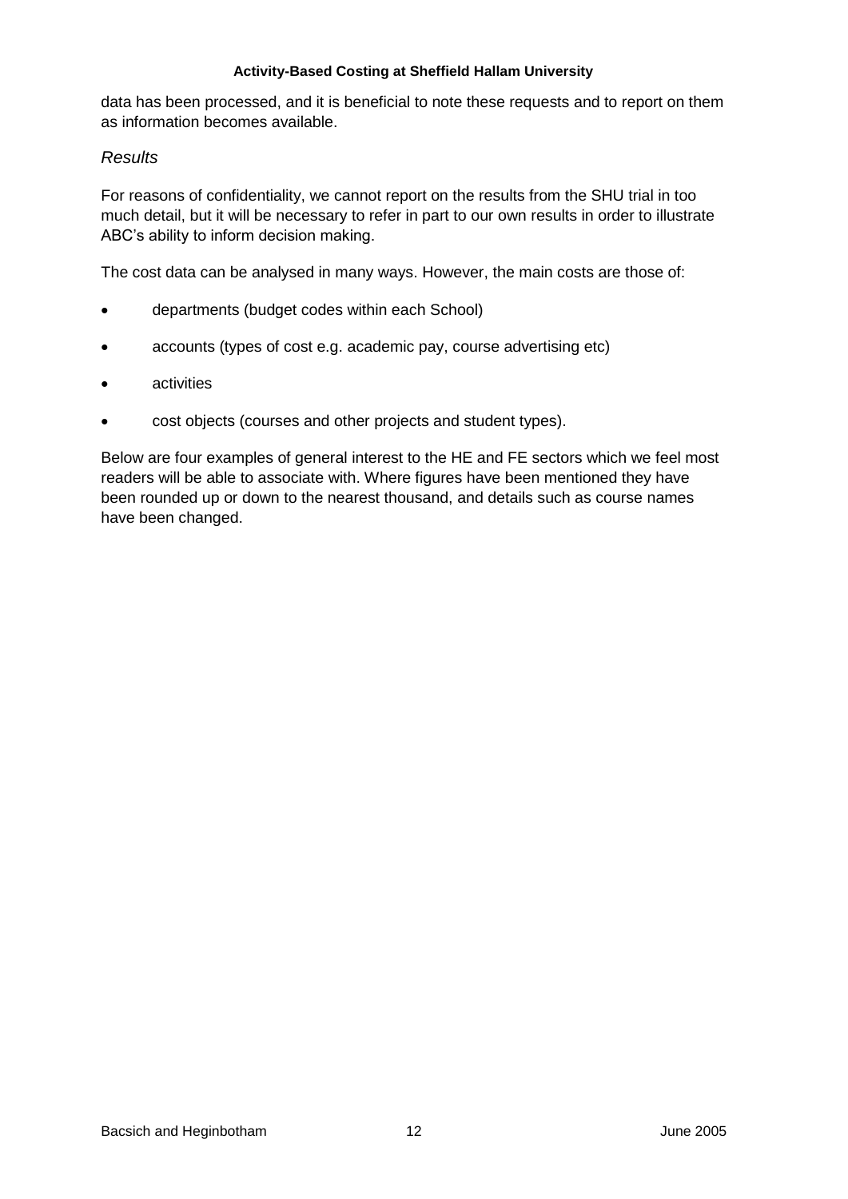data has been processed, and it is beneficial to note these requests and to report on them as information becomes available.

### *Results*

For reasons of confidentiality, we cannot report on the results from the SHU trial in too much detail, but it will be necessary to refer in part to our own results in order to illustrate ABC's ability to inform decision making.

The cost data can be analysed in many ways. However, the main costs are those of:

- departments (budget codes within each School)
- accounts (types of cost e.g. academic pay, course advertising etc)
- activities
- cost objects (courses and other projects and student types).

Below are four examples of general interest to the HE and FE sectors which we feel most readers will be able to associate with. Where figures have been mentioned they have been rounded up or down to the nearest thousand, and details such as course names have been changed.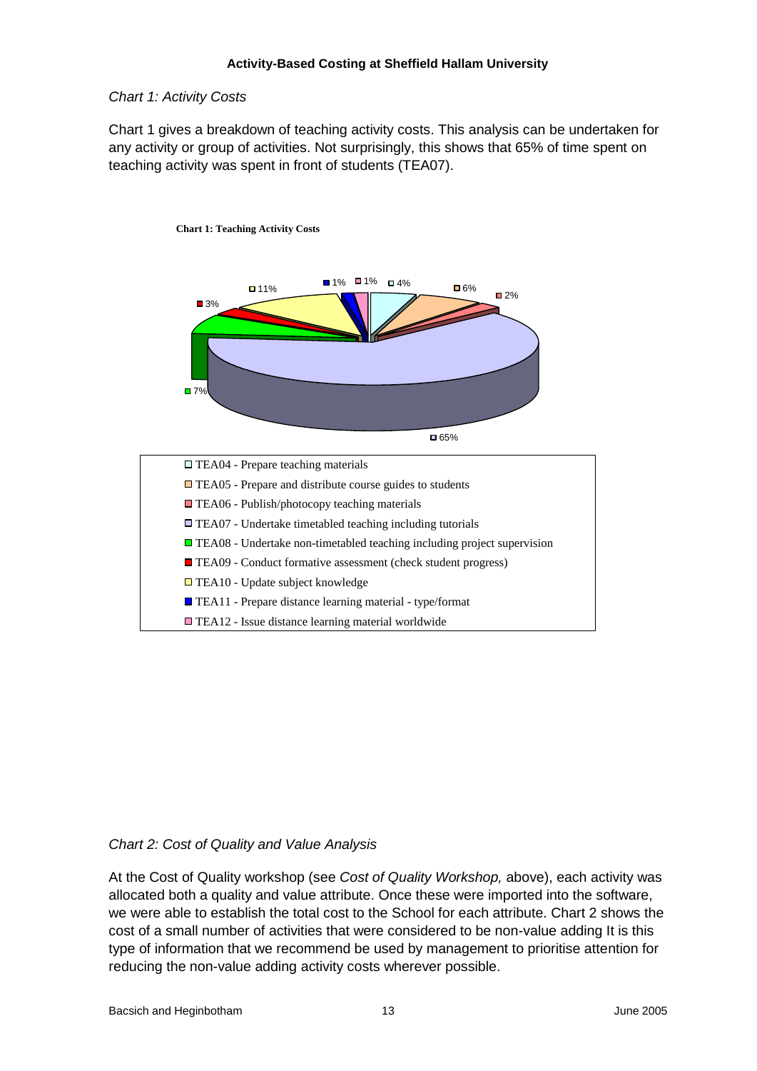*Chart 1: Activity Costs*

Chart 1 gives a breakdown of teaching activity costs. This analysis can be undertaken for any activity or group of activities. Not surprisingly, this shows that 65% of time spent on teaching activity was spent in front of students (TEA07).

**Chart 1: Teaching Activity Costs**

- TEA04 - Prepare teaching materials — 4%
- TEA05 - Prepare and distribute course guides to students — 6%
- TEA06 - Publish/photocopy teaching materials — 2%
- TEA07 - Undertake timetabled teaching including tutorials — 65%
- TEA08 - Undertake non-timetabled teaching including project supervision — 7%
- TEA09 - Conduct formative assessment (check student progress) — 3%
- TEA10 - Update subject knowledge — 11%
- TEA11 - Prepare distance learning material - type/format — 1%
- TEA12 - Issue distance learning material worldwide — 1%

*Chart 2: Cost of Quality and Value Analysis*

At the Cost of Quality workshop (see *Cost of Quality Workshop,* above), each activity was allocated both a quality and value attribute. Once these were imported into the software, we were able to establish the total cost to the School for each attribute. Chart 2 shows the cost of a small number of activities that were considered to be non-value adding It is this type of information that we recommend be used by management to prioritise attention for reducing the non-value adding activity costs wherever possible.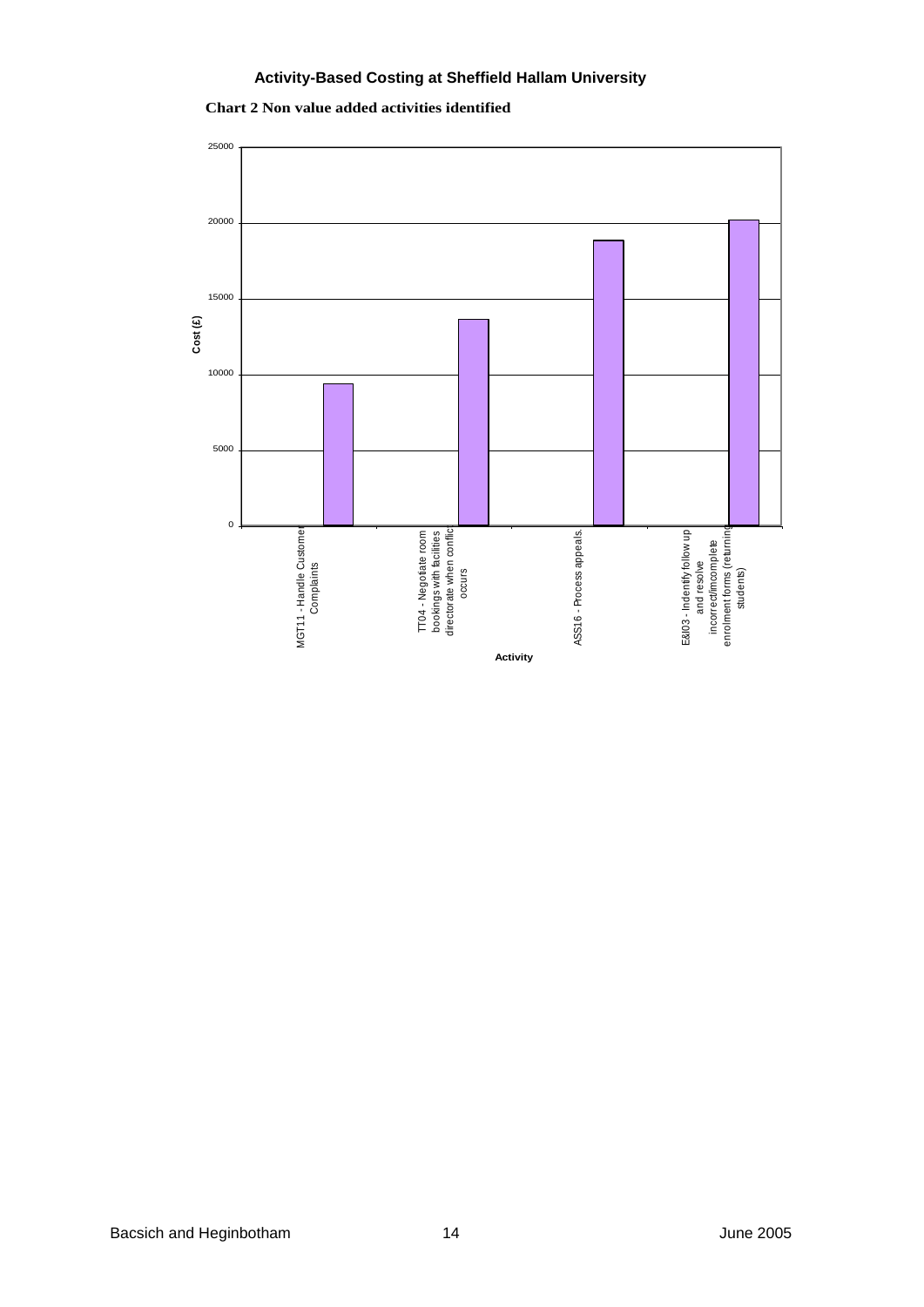**Chart 2 Non value added activities identified**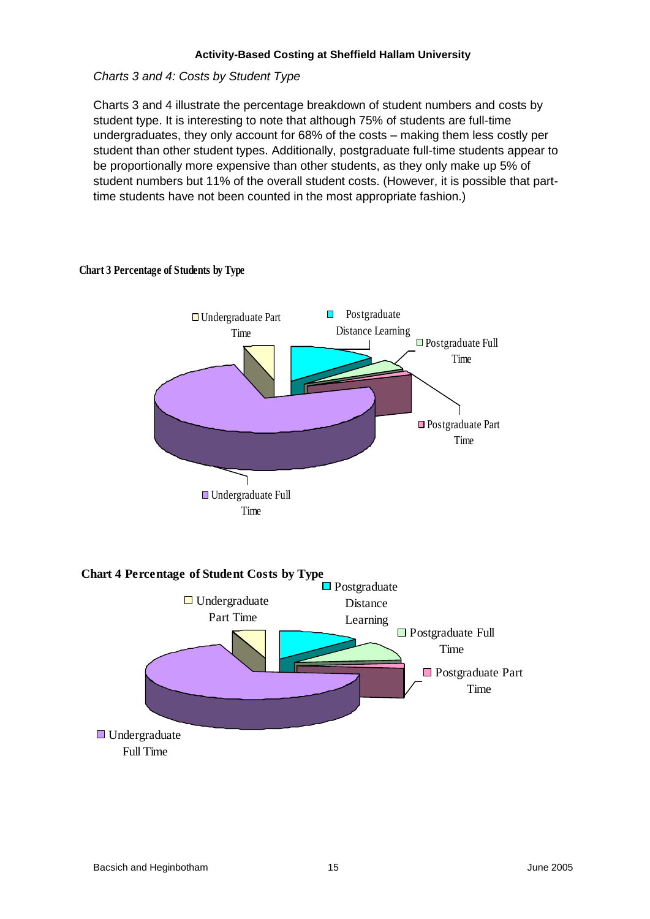*Charts 3 and 4: Costs by Student Type*

Charts 3 and 4 illustrate the percentage breakdown of student numbers and costs by student type. It is interesting to note that although 75% of students are full-time undergraduates, they only account for 68% of the costs – making them less costly per student than other student types. Additionally, postgraduate full-time students appear to be proportionally more expensive than other students, as they only make up 5% of student numbers but 11% of the overall student costs. (However, it is possible that part-time students have not been counted in the most appropriate fashion.)

**Chart 3 Percentage of Students by Type**

Undergraduate Part Time | Postgraduate Distance Learning | Postgraduate Full Time | Postgraduate Part Time | Undergraduate Full Time

**Chart 4 Percentage of Student Costs by Type**

Undergraduate Part Time | Postgraduate Distance Learning | Postgraduate Full Time | Postgraduate Part Time | Undergraduate Full Time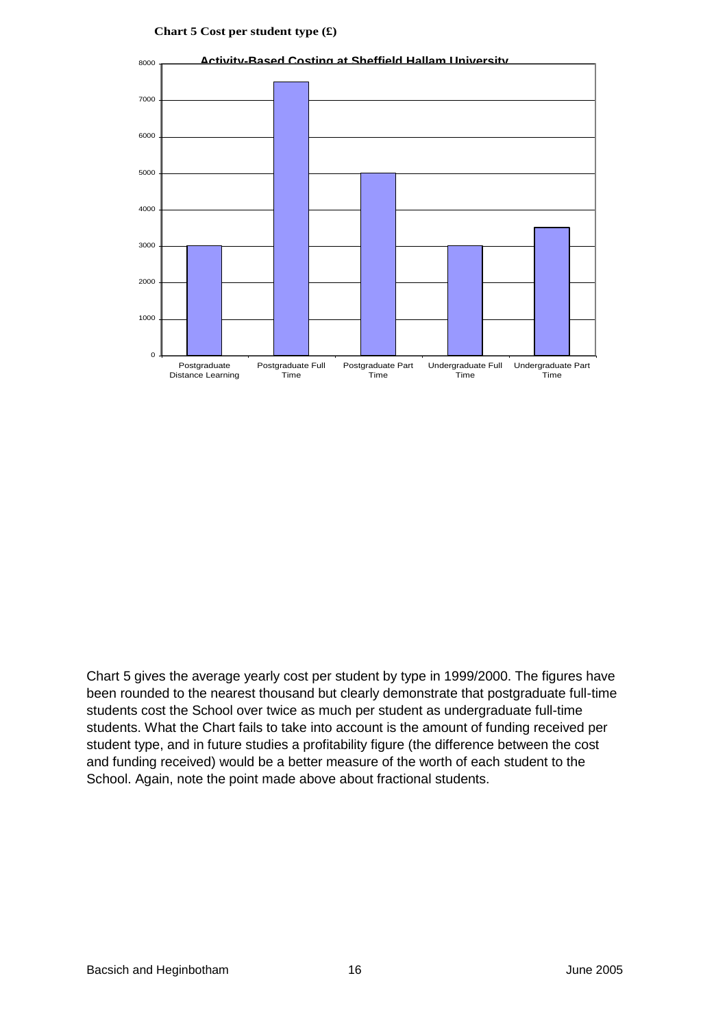**Chart 5 Cost per student type (£)**

Activity-Based Costing at Sheffield Hallam University

| Student type | Cost (£) |
| --- | --- |
| Postgraduate Distance Learning | 3000 |
| Postgraduate Full Time | 7500 |
| Postgraduate Part Time | 5000 |
| Undergraduate Full Time | 3000 |
| Undergraduate Part Time | 3500 |

Chart 5 gives the average yearly cost per student by type in 1999/2000. The figures have been rounded to the nearest thousand but clearly demonstrate that postgraduate full-time students cost the School over twice as much per student as undergraduate full-time students. What the Chart fails to take into account is the amount of funding received per student type, and in future studies a profitability figure (the difference between the cost and funding received) would be a better measure of the worth of each student to the School. Again, note the point made above about fractional students.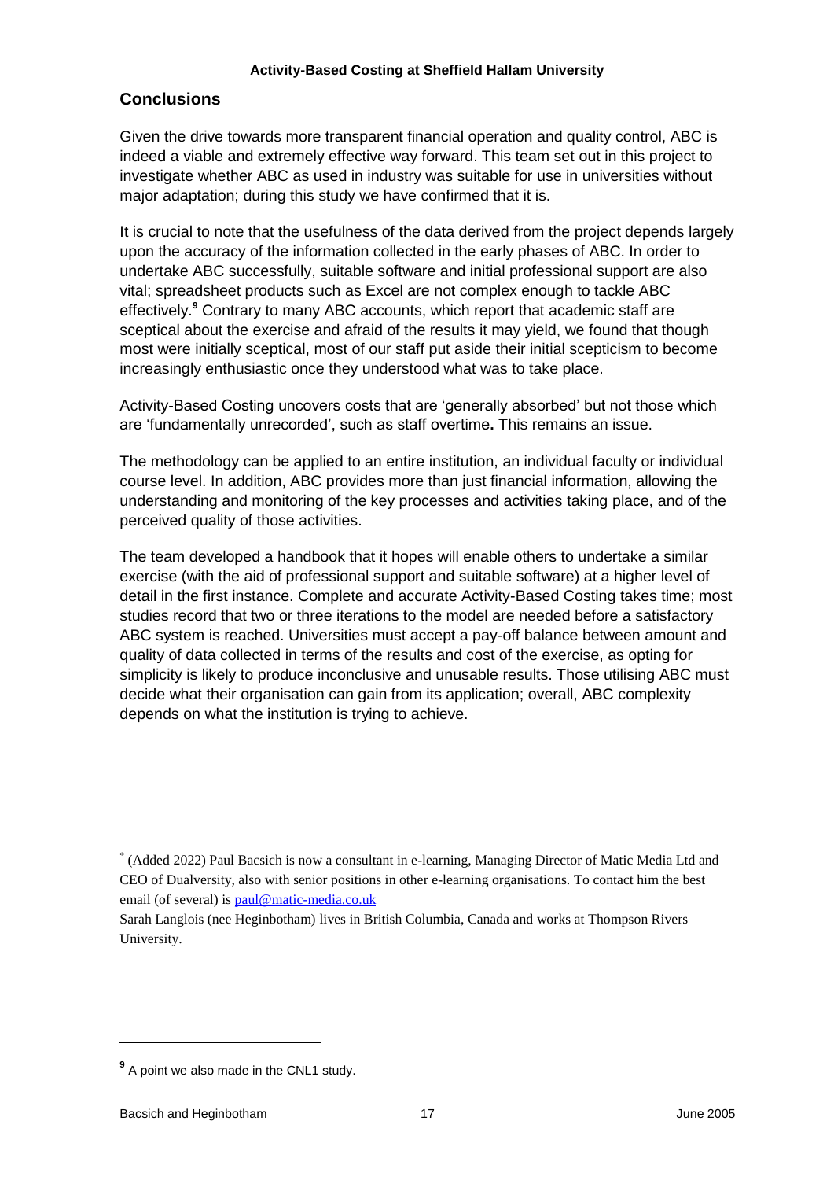## Conclusions

Given the drive towards more transparent financial operation and quality control, ABC is indeed a viable and extremely effective way forward. This team set out in this project to investigate whether ABC as used in industry was suitable for use in universities without major adaptation; during this study we have confirmed that it is.

It is crucial to note that the usefulness of the data derived from the project depends largely upon the accuracy of the information collected in the early phases of ABC. In order to undertake ABC successfully, suitable software and initial professional support are also vital; spreadsheet products such as Excel are not complex enough to tackle ABC effectively.[9] Contrary to many ABC accounts, which report that academic staff are sceptical about the exercise and afraid of the results it may yield, we found that though most were initially sceptical, most of our staff put aside their initial scepticism to become increasingly enthusiastic once they understood what was to take place.

Activity-Based Costing uncovers costs that are 'generally absorbed' but not those which are 'fundamentally unrecorded', such as staff overtime**.** This remains an issue.

The methodology can be applied to an entire institution, an individual faculty or individual course level. In addition, ABC provides more than just financial information, allowing the understanding and monitoring of the key processes and activities taking place, and of the perceived quality of those activities.

The team developed a handbook that it hopes will enable others to undertake a similar exercise (with the aid of professional support and suitable software) at a higher level of detail in the first instance. Complete and accurate Activity-Based Costing takes time; most studies record that two or three iterations to the model are needed before a satisfactory ABC system is reached. Universities must accept a pay-off balance between amount and quality of data collected in terms of the results and cost of the exercise, as opting for simplicity is likely to produce inconclusive and unusable results. Those utilising ABC must decide what their organisation can gain from its application; overall, ABC complexity depends on what the institution is trying to achieve.

---

[*] (Added 2022) Paul Bacsich is now a consultant in e-learning, Managing Director of Matic Media Ltd and CEO of Dualversity, also with senior positions in other e-learning organisations. To contact him the best email (of several) is paul@matic-media.co.uk

Sarah Langlois (nee Heginbotham) lives in British Columbia, Canada and works at Thompson Rivers University.

---

[9] A point we also made in the CNL1 study.